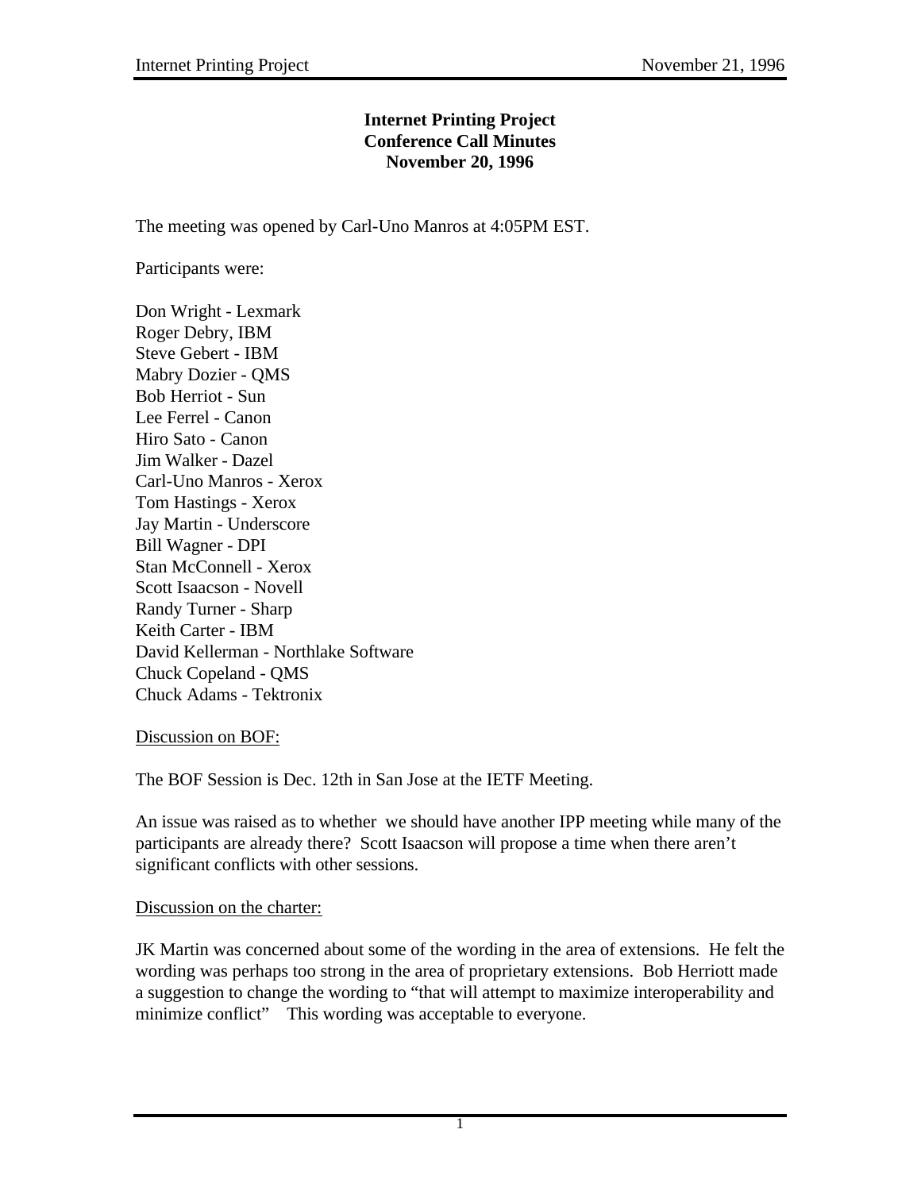**Internet Printing Project**
**Conference Call Minutes**
**November 20, 1996**

The meeting was opened by Carl-Uno Manros at 4:05PM EST.

Participants were:

Don Wright - Lexmark
Roger Debry, IBM
Steve Gebert - IBM
Mabry Dozier - QMS
Bob Herriot - Sun
Lee Ferrel - Canon
Hiro Sato - Canon
Jim Walker - Dazel
Carl-Uno Manros - Xerox
Tom Hastings - Xerox
Jay Martin - Underscore
Bill Wagner - DPI
Stan McConnell - Xerox
Scott Isaacson - Novell
Randy Turner - Sharp
Keith Carter - IBM
David Kellerman - Northlake Software
Chuck Copeland - QMS
Chuck Adams - Tektronix

Discussion on BOF:

The BOF Session is Dec. 12th in San Jose at the IETF Meeting.

An issue was raised as to whether we should have another IPP meeting while many of the participants are already there? Scott Isaacson will propose a time when there aren't significant conflicts with other sessions.

Discussion on the charter:

JK Martin was concerned about some of the wording in the area of extensions. He felt the wording was perhaps too strong in the area of proprietary extensions. Bob Herriott made a suggestion to change the wording to "that will attempt to maximize interoperability and minimize conflict" This wording was acceptable to everyone.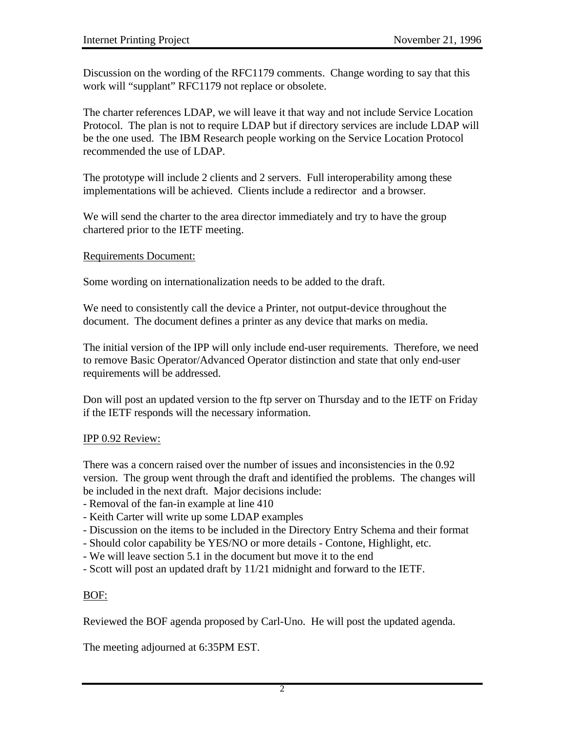Discussion on the wording of the RFC1179 comments. Change wording to say that this work will "supplant" RFC1179 not replace or obsolete.

The charter references LDAP, we will leave it that way and not include Service Location Protocol. The plan is not to require LDAP but if directory services are include LDAP will be the one used. The IBM Research people working on the Service Location Protocol recommended the use of LDAP.

The prototype will include 2 clients and 2 servers. Full interoperability among these implementations will be achieved. Clients include a redirector and a browser.

We will send the charter to the area director immediately and try to have the group chartered prior to the IETF meeting.

Requirements Document:

Some wording on internationalization needs to be added to the draft.

We need to consistently call the device a Printer, not output-device throughout the document. The document defines a printer as any device that marks on media.

The initial version of the IPP will only include end-user requirements. Therefore, we need to remove Basic Operator/Advanced Operator distinction and state that only end-user requirements will be addressed.

Don will post an updated version to the ftp server on Thursday and to the IETF on Friday if the IETF responds will the necessary information.

IPP 0.92 Review:

There was a concern raised over the number of issues and inconsistencies in the 0.92 version. The group went through the draft and identified the problems. The changes will be included in the next draft. Major decisions include:
- Removal of the fan-in example at line 410
- Keith Carter will write up some LDAP examples
- Discussion on the items to be included in the Directory Entry Schema and their format
- Should color capability be YES/NO or more details - Contone, Highlight, etc.
- We will leave section 5.1 in the document but move it to the end
- Scott will post an updated draft by 11/21 midnight and forward to the IETF.

BOF:

Reviewed the BOF agenda proposed by Carl-Uno. He will post the updated agenda.

The meeting adjourned at 6:35PM EST.